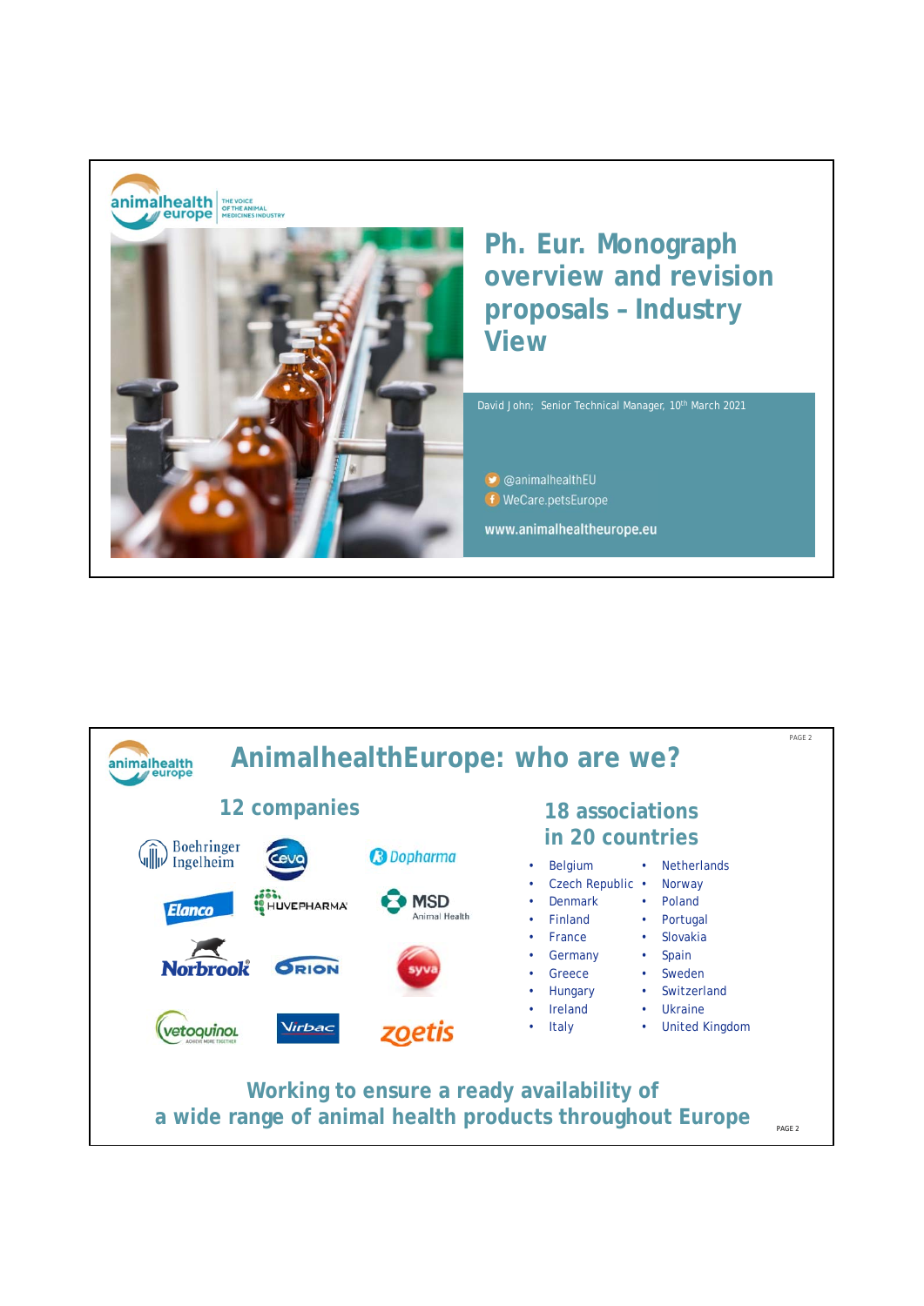# Ph. Eur. Monograph overview and revision proposals – Industry View

David John; Senior Technical Manager, 10th March 2021

@animalhealthEU

WeCare.petsEurope

www.animalhealtheurope.eu

## AnimalhealthEurope: who are we?

### 12 companies

- Boehringer Ingelheim
- Ceva
- Dopharma
- Elanco
- Huvepharma
- MSD Animal Health
- Norbrook
- Orion
- Syva
- Vetoquinol
- Virbac
- Zoetis

### 18 associations in 20 countries

- Belgium
- Czech Republic
- Denmark
- Finland
- France
- Germany
- Greece
- Hungary
- Ireland
- Italy
- Netherlands
- Norway
- Poland
- Portugal
- Slovakia
- Spain
- Sweden
- Switzerland
- Ukraine
- United Kingdom

**Working to ensure a ready availability of a wide range of animal health products throughout Europe**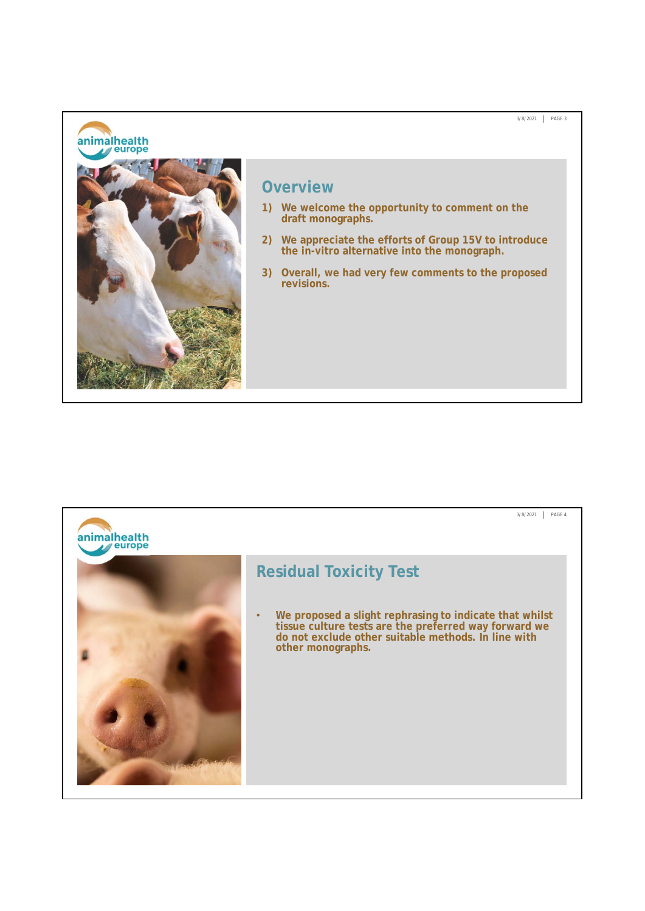## Overview

1) We welcome the opportunity to comment on the draft monographs.
2) We appreciate the efforts of Group 15V to introduce the in-vitro alternative into the monograph.
3) Overall, we had very few comments to the proposed revisions.

## Residual Toxicity Test

- We proposed a slight rephrasing to indicate that whilst tissue culture tests are the preferred way forward we do not exclude other suitable methods. In line with other monographs.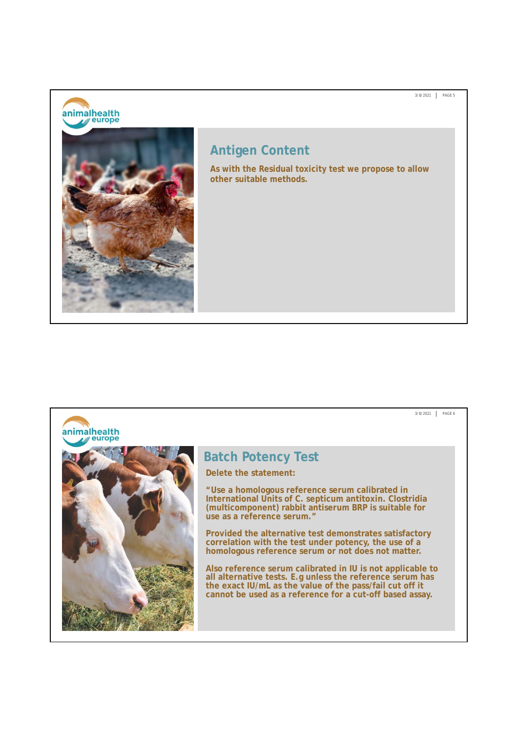## Antigen Content

**As with the Residual toxicity test we propose to allow other suitable methods.**

## Batch Potency Test

**Delete the statement:**

**"Use a homologous reference serum calibrated in International Units of C. septicum antitoxin. Clostridia (multicomponent) rabbit antiserum BRP is suitable for use as a reference serum."**

**Provided the alternative test demonstrates satisfactory correlation with the test under potency, the use of a homologous reference serum or not does not matter.**

**Also reference serum calibrated in IU is not applicable to all alternative tests. E.g unless the reference serum has the exact IU/mL as the value of the pass/fail cut off it cannot be used as a reference for a cut-off based assay.**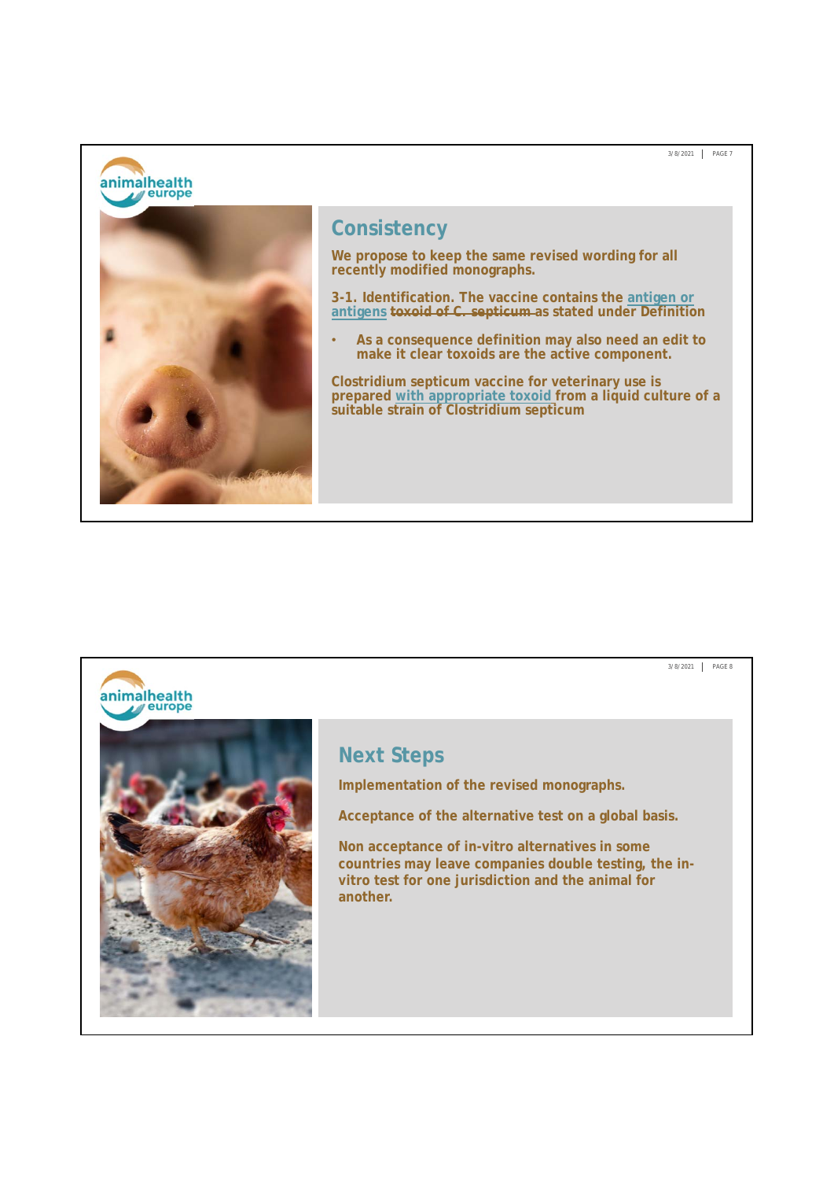## Consistency

We propose to keep the same revised wording for all recently modified monographs.

3-1. Identification. The vaccine contains the antigen or antigens ~~toxoid of C. septicum~~ as stated under Definition

- As a consequence definition may also need an edit to make it clear toxoids are the active component.

Clostridium septicum vaccine for veterinary use is prepared with appropriate toxoid from a liquid culture of a suitable strain of Clostridium septicum

## Next Steps

Implementation of the revised monographs.

Acceptance of the alternative test on a global basis.

Non acceptance of in-vitro alternatives in some countries may leave companies double testing, the in-vitro test for one jurisdiction and the animal for another.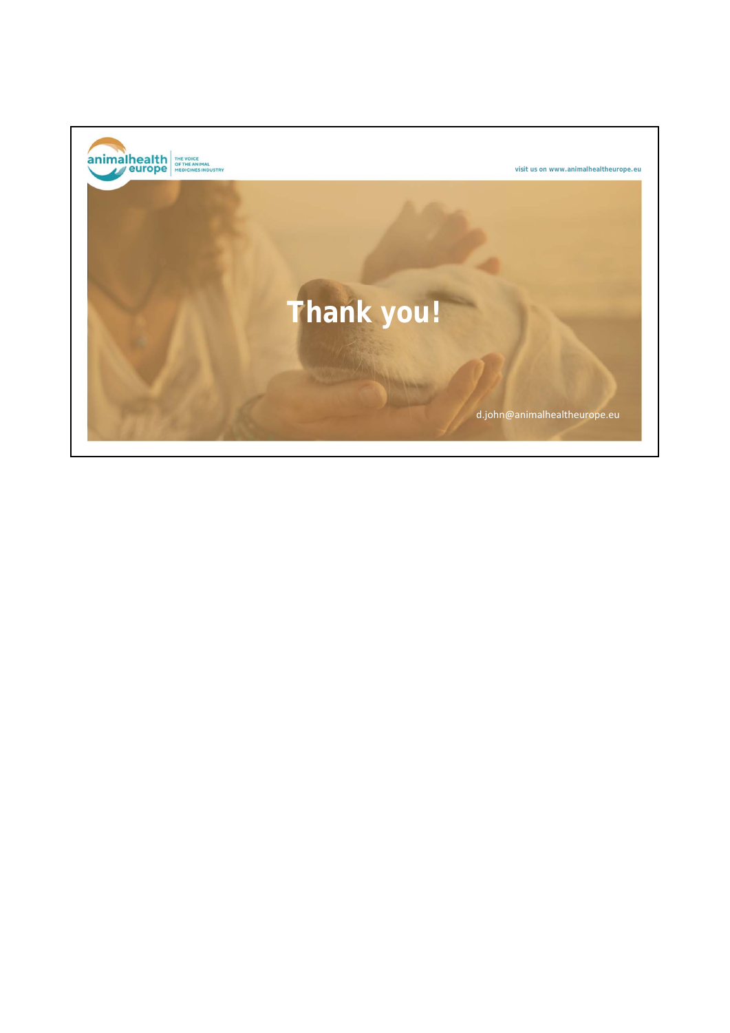animalhealth europe

THE VOICE OF THE ANIMAL MEDICINES INDUSTRY

visit us on www.animalhealtheurope.eu

# Thank you!

d.john@animalhealtheurope.eu